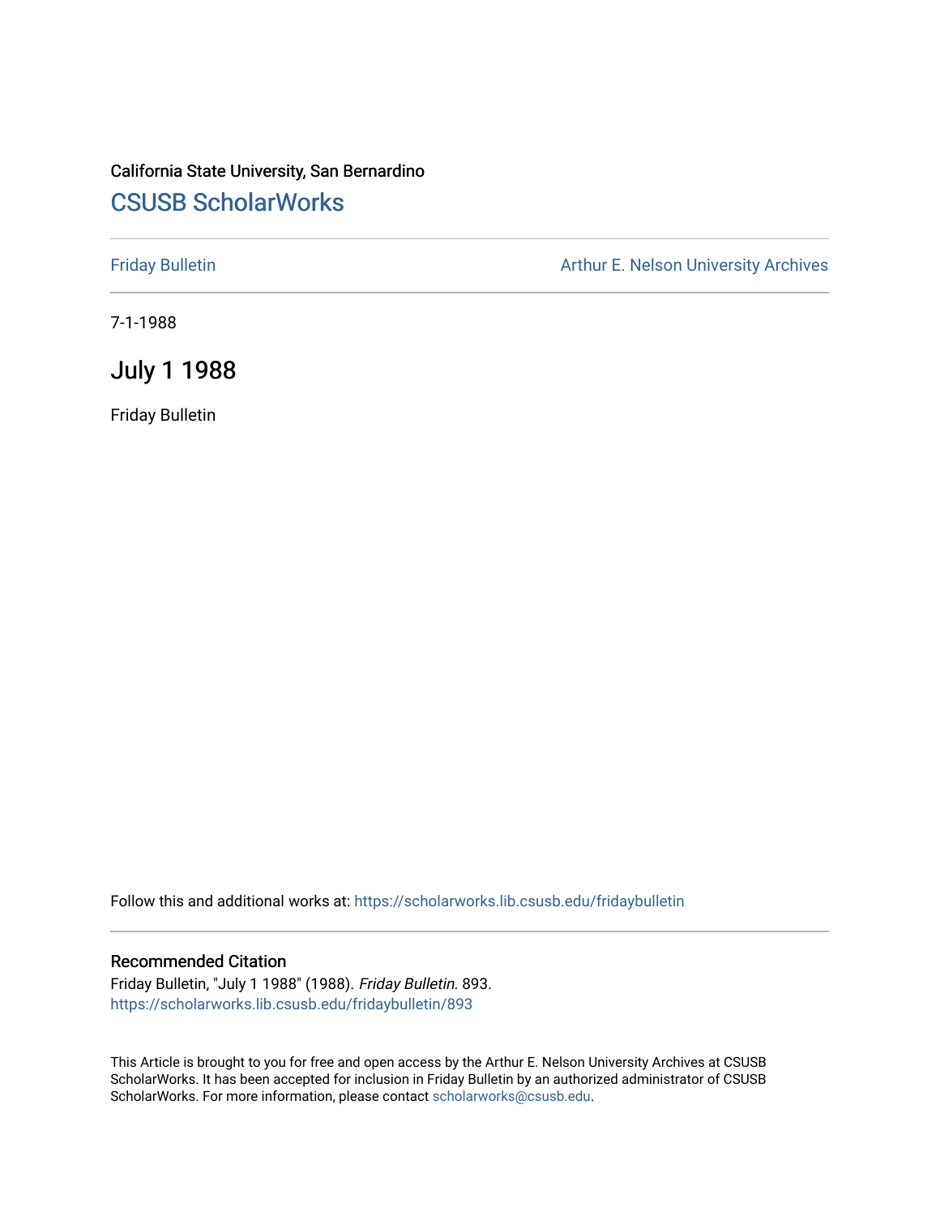California State University, San Bernardino

# CSUSB ScholarWorks

Friday Bulletin

Arthur E. Nelson University Archives

7-1-1988

## July 1 1988

Friday Bulletin

Follow this and additional works at: https://scholarworks.lib.csusb.edu/fridaybulletin

### Recommended Citation

Friday Bulletin, "July 1 1988" (1988). *Friday Bulletin*. 893.
https://scholarworks.lib.csusb.edu/fridaybulletin/893

This Article is brought to you for free and open access by the Arthur E. Nelson University Archives at CSUSB ScholarWorks. It has been accepted for inclusion in Friday Bulletin by an authorized administrator of CSUSB ScholarWorks. For more information, please contact scholarworks@csusb.edu.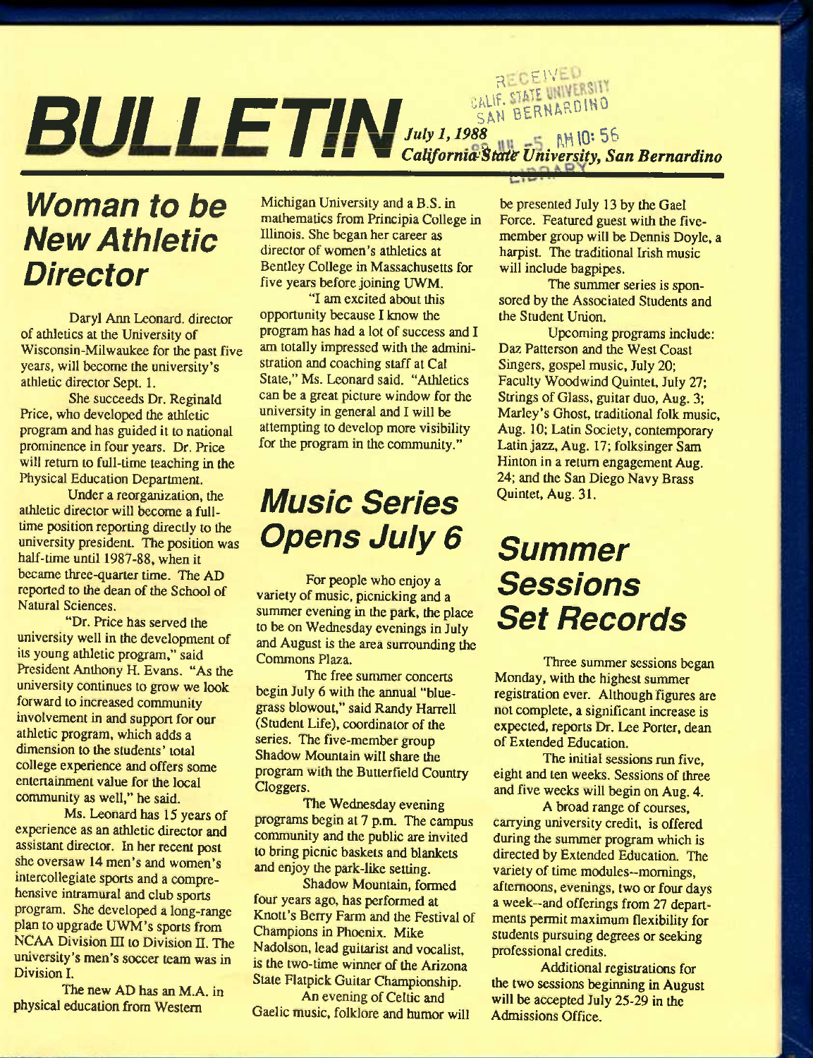# BULLETIN

*July 1, 1988*
*California State University, San Bernardino*

RECEIVED
CALIF. STATE UNIVERSITY
SAN BERNARDINO
'88 JUL -5 AM 10:56
LIBRARY

## Woman to be New Athletic Director

Daryl Ann Leonard, director of athletics at the University of Wisconsin-Milwaukee for the past five years, will become the university's athletic director Sept. 1.

She succeeds Dr. Reginald Price, who developed the athletic program and has guided it to national prominence in four years. Dr. Price will return to full-time teaching in the Physical Education Department.

Under a reorganization, the athletic director will become a full-time position reporting directly to the university president. The position was half-time until 1987-88, when it became three-quarter time. The AD reported to the dean of the School of Natural Sciences.

"Dr. Price has served the university well in the development of its young athletic program," said President Anthony H. Evans. "As the university continues to grow we look forward to increased community involvement in and support for our athletic program, which adds a dimension to the students' total college experience and offers some entertainment value for the local community as well," he said.

Ms. Leonard has 15 years of experience as an athletic director and assistant director. In her recent post she oversaw 14 men's and women's intercollegiate sports and a comprehensive intramural and club sports program. She developed a long-range plan to upgrade UWM's sports from NCAA Division III to Division II. The university's men's soccer team was in Division I.

The new AD has an M.A. in physical education from Western Michigan University and a B.S. in mathematics from Principia College in Illinois. She began her career as director of women's athletics at Bentley College in Massachusetts for five years before joining UWM.

"I am excited about this opportunity because I know the program has had a lot of success and I am totally impressed with the administration and coaching staff at Cal State," Ms. Leonard said. "Athletics can be a great picture window for the university in general and I will be attempting to develop more visibility for the program in the community."

## Music Series Opens July 6

For people who enjoy a variety of music, picnicking and a summer evening in the park, the place to be on Wednesday evenings in July and August is the area surrounding the Commons Plaza.

The free summer concerts begin July 6 with the annual "bluegrass blowout," said Randy Harrell (Student Life), coordinator of the series. The five-member group Shadow Mountain will share the program with the Butterfield Country Cloggers.

The Wednesday evening programs begin at 7 p.m. The campus community and the public are invited to bring picnic baskets and blankets and enjoy the park-like setting.

Shadow Mountain, formed four years ago, has performed at Knott's Berry Farm and the Festival of Champions in Phoenix. Mike Nadolson, lead guitarist and vocalist, is the two-time winner of the Arizona State Flatpick Guitar Championship.

An evening of Celtic and Gaelic music, folklore and humor will be presented July 13 by the Gael Force. Featured guest with the five-member group will be Dennis Doyle, a harpist. The traditional Irish music will include bagpipes.

The summer series is sponsored by the Associated Students and the Student Union.

Upcoming programs include: Daz Patterson and the West Coast Singers, gospel music, July 20; Faculty Woodwind Quintet, July 27; Strings of Glass, guitar duo, Aug. 3; Marley's Ghost, traditional folk music, Aug. 10; Latin Society, contemporary Latin jazz, Aug. 17; folksinger Sam Hinton in a return engagement Aug. 24; and the San Diego Navy Brass Quintet, Aug. 31.

## Summer Sessions Set Records

Three summer sessions began Monday, with the highest summer registration ever. Although figures are not complete, a significant increase is expected, reports Dr. Lee Porter, dean of Extended Education.

The initial sessions run five, eight and ten weeks. Sessions of three and five weeks will begin on Aug. 4.

A broad range of courses, carrying university credit, is offered during the summer program which is directed by Extended Education. The variety of time modules--mornings, afternoons, evenings, two or four days a week--and offerings from 27 departments permit maximum flexibility for students pursuing degrees or seeking professional credits.

Additional registrations for the two sessions beginning in August will be accepted July 25-29 in the Admissions Office.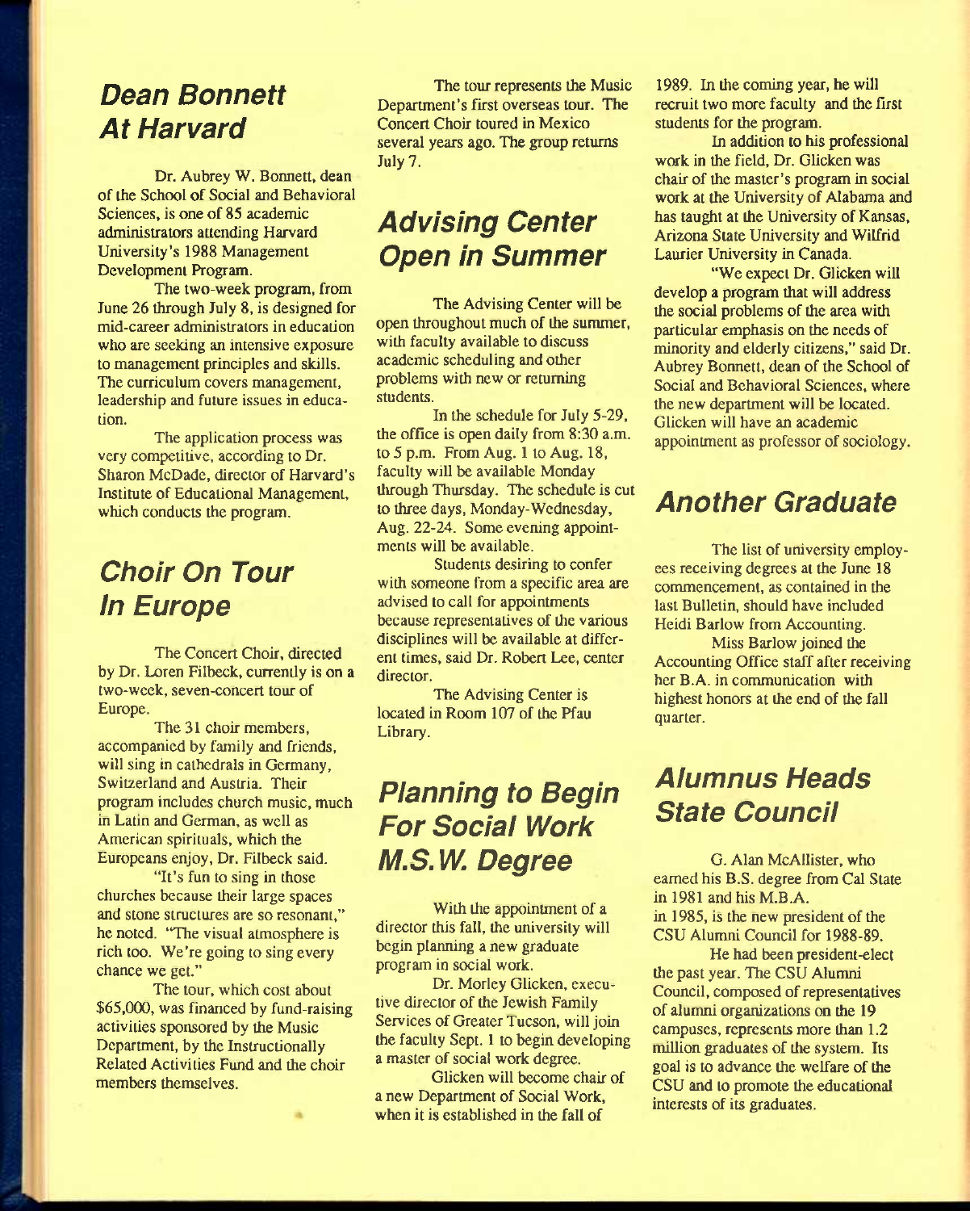## Dean Bonnett At Harvard

Dr. Aubrey W. Bonnett, dean of the School of Social and Behavioral Sciences, is one of 85 academic administrators attending Harvard University's 1988 Management Development Program.

The two-week program, from June 26 through July 8, is designed for mid-career administrators in education who are seeking an intensive exposure to management principles and skills. The curriculum covers management, leadership and future issues in education.

The application process was very competitive, according to Dr. Sharon McDade, director of Harvard's Institute of Educational Management, which conducts the program.

## Choir On Tour In Europe

The Concert Choir, directed by Dr. Loren Filbeck, currently is on a two-week, seven-concert tour of Europe.

The 31 choir members, accompanied by family and friends, will sing in cathedrals in Germany, Switzerland and Austria. Their program includes church music, much in Latin and German, as well as American spirituals, which the Europeans enjoy, Dr. Filbeck said.

"It's fun to sing in those churches because their large spaces and stone structures are so resonant," he noted. "The visual atmosphere is rich too. We're going to sing every chance we get."

The tour, which cost about $65,000, was financed by fund-raising activities sponsored by the Music Department, by the Instructionally Related Activities Fund and the choir members themselves.

The tour represents the Music Department's first overseas tour. The Concert Choir toured in Mexico several years ago. The group returns July 7.

## Advising Center Open in Summer

The Advising Center will be open throughout much of the summer, with faculty available to discuss academic scheduling and other problems with new or returning students.

In the schedule for July 5-29, the office is open daily from 8:30 a.m. to 5 p.m. From Aug. 1 to Aug. 18, faculty will be available Monday through Thursday. The schedule is cut to three days, Monday-Wednesday, Aug. 22-24. Some evening appointments will be available.

Students desiring to confer with someone from a specific area are advised to call for appointments because representatives of the various disciplines will be available at different times, said Dr. Robert Lee, center director.

The Advising Center is located in Room 107 of the Pfau Library.

## Planning to Begin For Social Work M.S.W. Degree

With the appointment of a director this fall, the university will begin planning a new graduate program in social work.

Dr. Morley Glicken, executive director of the Jewish Family Services of Greater Tucson, will join the faculty Sept. 1 to begin developing a master of social work degree.

Glicken will become chair of a new Department of Social Work, when it is established in the fall of 1989. In the coming year, he will recruit two more faculty and the first students for the program.

In addition to his professional work in the field, Dr. Glicken was chair of the master's program in social work at the University of Alabama and has taught at the University of Kansas, Arizona State University and Wilfrid Laurier University in Canada.

"We expect Dr. Glicken will develop a program that will address the social problems of the area with particular emphasis on the needs of minority and elderly citizens," said Dr. Aubrey Bonnett, dean of the School of Social and Behavioral Sciences, where the new department will be located. Glicken will have an academic appointment as professor of sociology.

## Another Graduate

The list of university employees receiving degrees at the June 18 commencement, as contained in the last Bulletin, should have included Heidi Barlow from Accounting.

Miss Barlow joined the Accounting Office staff after receiving her B.A. in communication with highest honors at the end of the fall quarter.

## Alumnus Heads State Council

G. Alan McAllister, who earned his B.S. degree from Cal State in 1981 and his M.B.A. in 1985, is the new president of the CSU Alumni Council for 1988-89.

He had been president-elect the past year. The CSU Alumni Council, composed of representatives of alumni organizations on the 19 campuses, represents more than 1.2 million graduates of the system. Its goal is to advance the welfare of the CSU and to promote the educational interests of its graduates.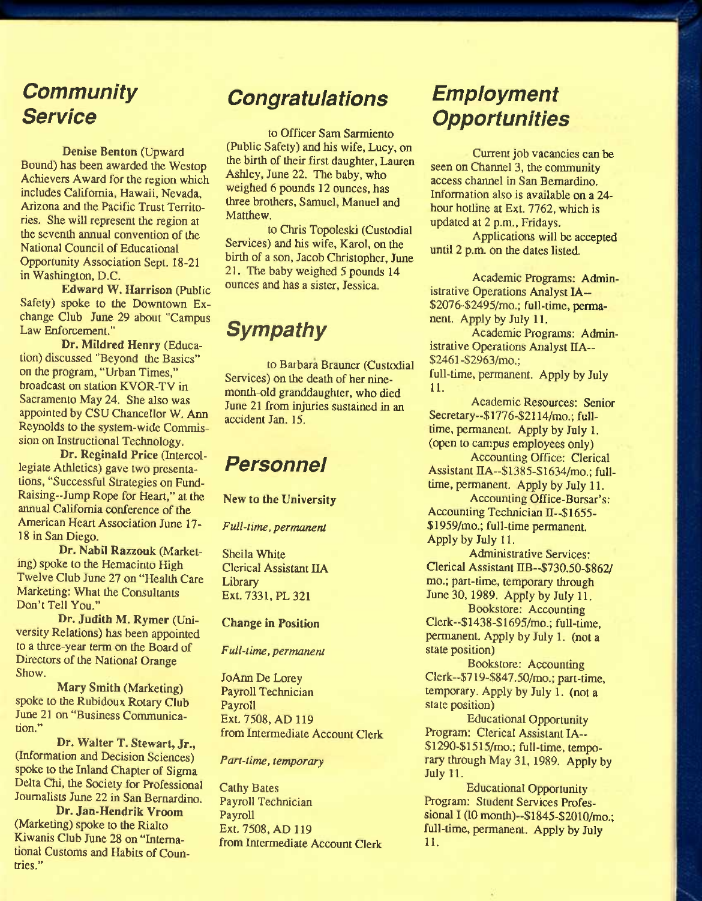## Community Service

**Denise Benton** (Upward Bound) has been awarded the Westop Achievers Award for the region which includes California, Hawaii, Nevada, Arizona and the Pacific Trust Territories. She will represent the region at the seventh annual convention of the National Council of Educational Opportunity Association Sept. 18-21 in Washington, D.C.

**Edward W. Harrison** (Public Safety) spoke to the Downtown Exchange Club June 29 about "Campus Law Enforcement."

**Dr. Mildred Henry** (Education) discussed "Beyond the Basics" on the program, "Urban Times," broadcast on station KVOR-TV in Sacramento May 24. She also was appointed by CSU Chancellor W. Ann Reynolds to the system-wide Commission on Instructional Technology.

**Dr. Reginald Price** (Intercollegiate Athletics) gave two presentations, "Successful Strategies on Fund-Raising--Jump Rope for Heart," at the annual California conference of the American Heart Association June 17-18 in San Diego.

**Dr. Nabil Razzouk** (Marketing) spoke to the Hemacinto High Twelve Club June 27 on "Health Care Marketing: What the Consultants Don't Tell You."

**Dr. Judith M. Rymer** (University Relations) has been appointed to a three-year term on the Board of Directors of the National Orange Show.

**Mary Smith** (Marketing) spoke to the Rubidoux Rotary Club June 21 on "Business Communication."

**Dr. Walter T. Stewart, Jr.,** (Information and Decision Sciences) spoke to the Inland Chapter of Sigma Delta Chi, the Society for Professional Journalists June 22 in San Bernardino.

**Dr. Jan-Hendrik Vroom** (Marketing) spoke to the Rialto Kiwanis Club June 28 on "International Customs and Habits of Countries."

## Congratulations

to Officer Sam Sarmiento (Public Safety) and his wife, Lucy, on the birth of their first daughter, Lauren Ashley, June 22. The baby, who weighed 6 pounds 12 ounces, has three brothers, Samuel, Manuel and Matthew.

to Chris Topoleski (Custodial Services) and his wife, Karol, on the birth of a son, Jacob Christopher, June 21. The baby weighed 5 pounds 14 ounces and has a sister, Jessica.

## Sympathy

to Barbara Brauner (Custodial Services) on the death of her nine-month-old granddaughter, who died June 21 from injuries sustained in an accident Jan. 15.

## Personnel

**New to the University**

*Full-time, permanent*

Sheila White
Clerical Assistant IIA
Library
Ext. 7331, PL 321

**Change in Position**

*Full-time, permanent*

JoAnn De Lorey
Payroll Technician
Payroll
Ext. 7508, AD 119
from Intermediate Account Clerk

*Part-time, temporary*

Cathy Bates
Payroll Technician
Payroll
Ext. 7508, AD 119
from Intermediate Account Clerk

## Employment Opportunities

Current job vacancies can be seen on Channel 3, the community access channel in San Bernardino. Information also is available on a 24-hour hotline at Ext. 7762, which is updated at 2 p.m., Fridays.

Applications will be accepted until 2 p.m. on the dates listed.

Academic Programs: Administrative Operations Analyst IA--$2076-$2495/mo.; full-time, permanent. Apply by July 11.

Academic Programs: Administrative Operations Analyst IIA--$2461-$2963/mo.; full-time, permanent. Apply by July 11.

Academic Resources: Senior Secretary--$1776-$2114/mo.; full-time, permanent. Apply by July 1. (open to campus employees only)

Accounting Office: Clerical Assistant IIA--$1385-$1634/mo.; full-time, permanent. Apply by July 11.

Accounting Office-Bursar's: Accounting Technician II--$1655-$1959/mo.; full-time permanent. Apply by July 11.

Administrative Services: Clerical Assistant IIB--$730.50-$862/mo.; part-time, temporary through June 30, 1989. Apply by July 11.

Bookstore: Accounting Clerk--$1438-$1695/mo.; full-time, permanent. Apply by July 1. (not a state position)

Bookstore: Accounting Clerk--$719-$847.50/mo.; part-time, temporary. Apply by July 1. (not a state position)

Educational Opportunity Program: Clerical Assistant IA--$1290-$1515/mo.; full-time, temporary through May 31, 1989. Apply by July 11.

Educational Opportunity Program: Student Services Professional I (10 month)--$1845-$2010/mo.; full-time, permanent. Apply by July 11.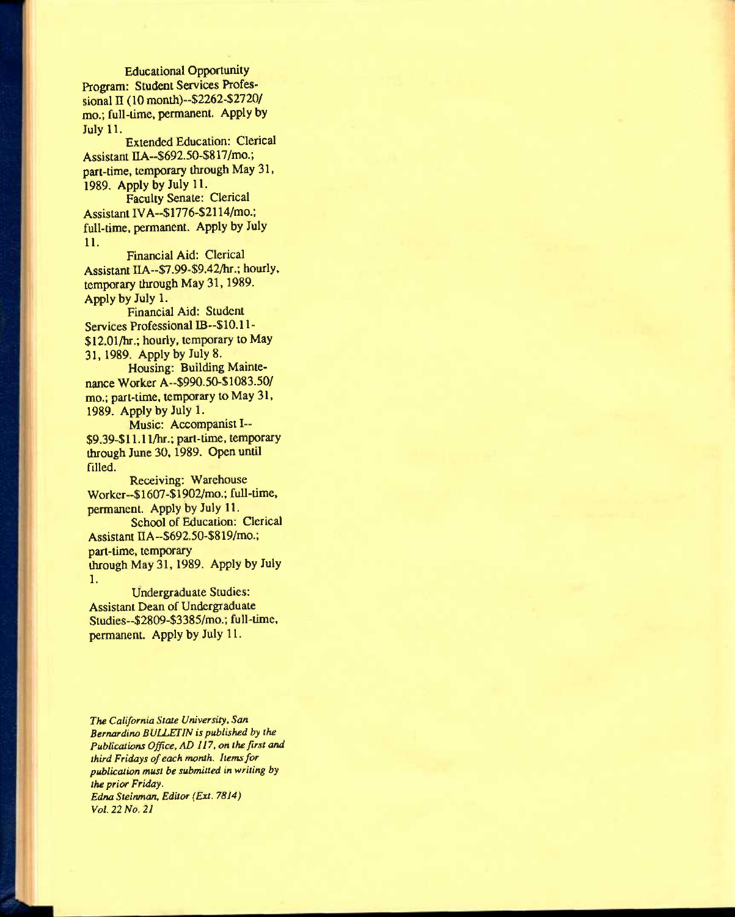Educational Opportunity Program: Student Services Professional II (10 month)--$2262-$2720/mo.; full-time, permanent. Apply by July 11.

Extended Education: Clerical Assistant IIA--$692.50-$817/mo.; part-time, temporary through May 31, 1989. Apply by July 11.

Faculty Senate: Clerical Assistant IVA--$1776-$2114/mo.; full-time, permanent. Apply by July 11.

Financial Aid: Clerical Assistant IIA--$7.99-$9.42/hr.; hourly, temporary through May 31, 1989. Apply by July 1.

Financial Aid: Student Services Professional IB--$10.11-$12.01/hr.; hourly, temporary to May 31, 1989. Apply by July 8.

Housing: Building Maintenance Worker A--$990.50-$1083.50/mo.; part-time, temporary to May 31, 1989. Apply by July 1.

Music: Accompanist I--$9.39-$11.11/hr.; part-time, temporary through June 30, 1989. Open until filled.

Receiving: Warehouse Worker--$1607-$1902/mo.; full-time, permanent. Apply by July 11.

School of Education: Clerical Assistant IIA--$692.50-$819/mo.; part-time, temporary through May 31, 1989. Apply by July 1.

Undergraduate Studies: Assistant Dean of Undergraduate Studies--$2809-$3385/mo.; full-time, permanent. Apply by July 11.

*The California State University, San Bernardino BULLETIN is published by the Publications Office, AD 117, on the first and third Fridays of each month. Items for publication must be submitted in writing by the prior Friday.*
*Edna Steinman, Editor (Ext. 7814)*
*Vol. 22 No. 21*